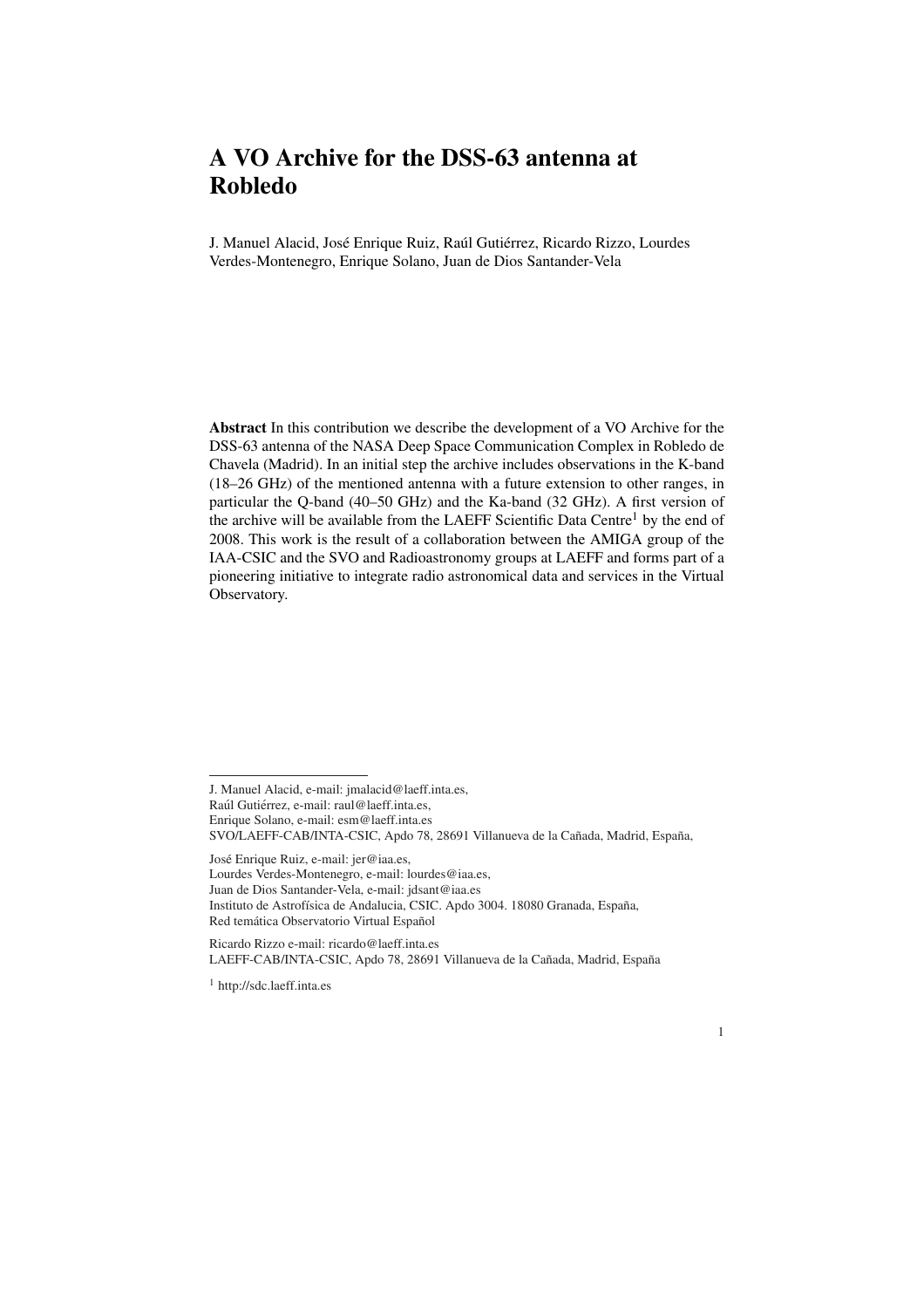# A VO Archive for the DSS-63 antenna at Robledo

J. Manuel Alacid, José Enrique Ruiz, Raúl Gutiérrez, Ricardo Rizzo, Lourdes Verdes-Montenegro, Enrique Solano, Juan de Dios Santander-Vela

**Abstract** In this contribution we describe the development of a VO Archive for the DSS-63 antenna of the NASA Deep Space Communication Complex in Robledo de Chavela (Madrid). In an initial step the archive includes observations in the K-band (18–26 GHz) of the mentioned antenna with a future extension to other ranges, in particular the Q-band (40–50 GHz) and the Ka-band (32 GHz). A first version of the archive will be available from the LAEFF Scientific Data Centre[1] by the end of 2008. This work is the result of a collaboration between the AMIGA group of the IAA-CSIC and the SVO and Radioastronomy groups at LAEFF and forms part of a pioneering initiative to integrate radio astronomical data and services in the Virtual Observatory.

---

J. Manuel Alacid, e-mail: jmalacid@laeff.inta.es,
Raúl Gutiérrez, e-mail: raul@laeff.inta.es,
Enrique Solano, e-mail: esm@laeff.inta.es
SVO/LAEFF-CAB/INTA-CSIC, Apdo 78, 28691 Villanueva de la Cañada, Madrid, España,

José Enrique Ruiz, e-mail: jer@iaa.es,
Lourdes Verdes-Montenegro, e-mail: lourdes@iaa.es,
Juan de Dios Santander-Vela, e-mail: jdsant@iaa.es
Instituto de Astrofísica de Andalucia, CSIC. Apdo 3004. 18080 Granada, España,
Red temática Observatorio Virtual Español

Ricardo Rizzo e-mail: ricardo@laeff.inta.es
LAEFF-CAB/INTA-CSIC, Apdo 78, 28691 Villanueva de la Cañada, Madrid, España

[1] http://sdc.laeff.inta.es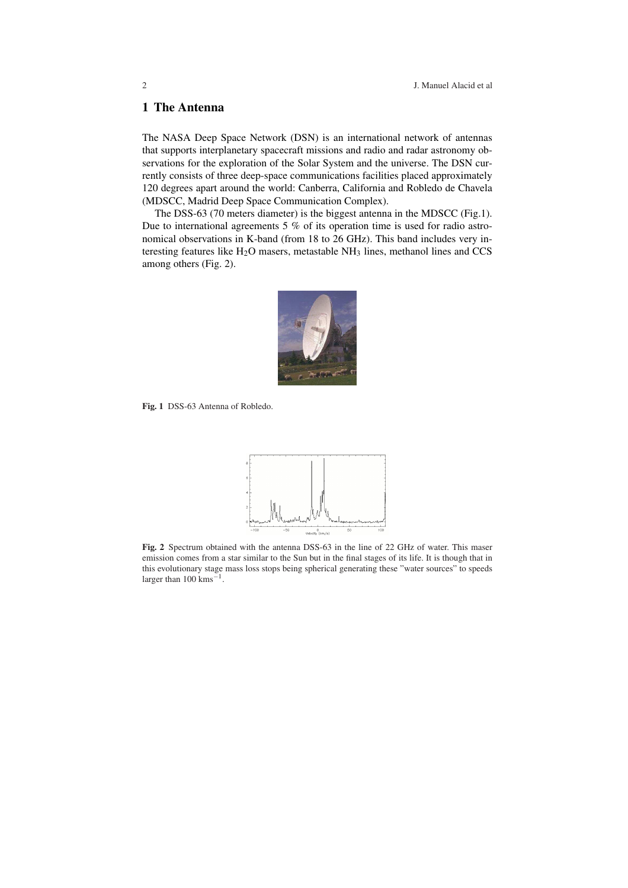# 1 The Antenna

The NASA Deep Space Network (DSN) is an international network of antennas that supports interplanetary spacecraft missions and radio and radar astronomy observations for the exploration of the Solar System and the universe. The DSN currently consists of three deep-space communications facilities placed approximately 120 degrees apart around the world: Canberra, California and Robledo de Chavela (MDSCC, Madrid Deep Space Communication Complex).

The DSS-63 (70 meters diameter) is the biggest antenna in the MDSCC (Fig.1). Due to international agreements 5 % of its operation time is used for radio astronomical observations in K-band (from 18 to 26 GHz). This band includes very interesting features like $H_2O$ masers, metastable $NH_3$ lines, methanol lines and CCS among others (Fig. 2).

**Fig. 1** DSS-63 Antenna of Robledo.

**Fig. 2** Spectrum obtained with the antenna DSS-63 in the line of 22 GHz of water. This maser emission comes from a star similar to the Sun but in the final stages of its life. It is though that in this evolutionary stage mass loss stops being spherical generating these "water sources" to speeds larger than 100 $\mathrm{kms}^{-1}$.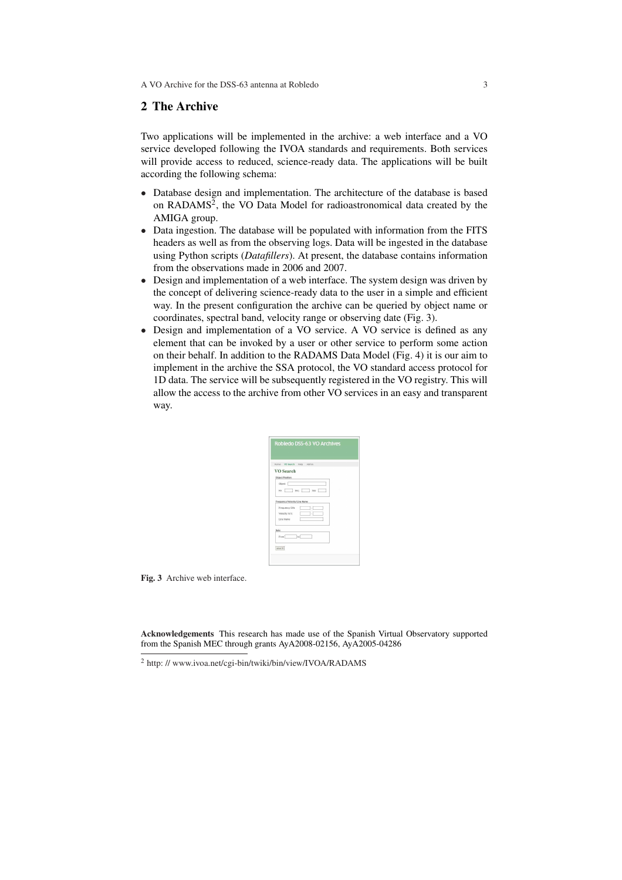## 2 The Archive

Two applications will be implemented in the archive: a web interface and a VO service developed following the IVOA standards and requirements. Both services will provide access to reduced, science-ready data. The applications will be built according the following schema:

- Database design and implementation. The architecture of the database is based on RADAMS[2], the VO Data Model for radioastronomical data created by the AMIGA group.
- Data ingestion. The database will be populated with information from the FITS headers as well as from the observing logs. Data will be ingested in the database using Python scripts (*Datafillers*). At present, the database contains information from the observations made in 2006 and 2007.
- Design and implementation of a web interface. The system design was driven by the concept of delivering science-ready data to the user in a simple and efficient way. In the present configuration the archive can be queried by object name or coordinates, spectral band, velocity range or observing date (Fig. 3).
- Design and implementation of a VO service. A VO service is defined as any element that can be invoked by a user or other service to perform some action on their behalf. In addition to the RADAMS Data Model (Fig. 4) it is our aim to implement in the archive the SSA protocol, the VO standard access protocol for 1D data. The service will be subsequently registered in the VO registry. This will allow the access to the archive from other VO services in an easy and transparent way.

**Fig. 3** Archive web interface.

**Acknowledgements** This research has made use of the Spanish Virtual Observatory supported from the Spanish MEC through grants AyA2008-02156, AyA2005-04286

[2] http: // www.ivoa.net/cgi-bin/twiki/bin/view/IVOA/RADAMS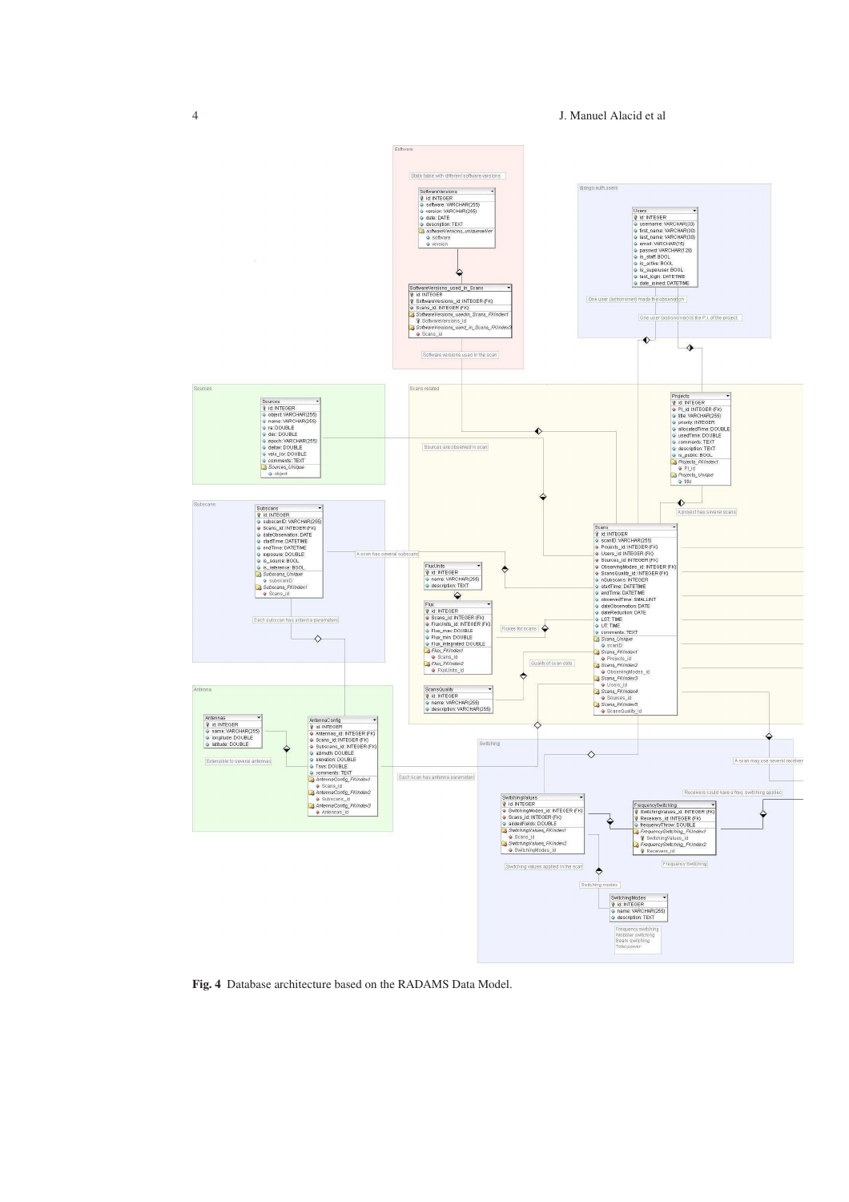Software

Static table with different software versions

SoftwareVersions
id: INTEGER
software: VARCHAR(255)
version: VARCHAR(255)
date: DATE
description: TEXT
softwareVersions_uniqueswVer
software
version

SoftwareVersions_used_in_Scans
id: INTEGER
SoftwareVersions_id: INTEGER (FK)
Scans_id: INTEGER (FK)
SoftwareVersions_usedIn_Scans_FKIndex1
SoftwareVersions_id
SoftwareVersions_used_in_Scans_FKIndex3
Scans_id

Software versions used in the scan

django.auth.users

Users
id: INTEGER
username: VARCHAR(30)
first_name: VARCHAR(30)
last_name: VARCHAR(30)
email: VARCHAR(75)
passwd: VARCHAR(128)
is_staff: BOOL
is_active: BOOL
is_superuser: BOOL
last_login: DATETIME
date_joined: DATETIME

One user (astronomer) made the observation

One user (astronomer) is the P.I. of the project

Sources

Sources
id: INTEGER
object: VARCHAR(255)
name: VARCHAR(255)
ra: DOUBLE
dec: DOUBLE
epoch: VARCHAR(255)
deltav: DOUBLE
velo_lsr: DOUBLE
comments: TEXT
Sources_Unique
object

Scans related

Sources are observed in scan

Projects
id: INTEGER
PI_id: INTEGER (FK)
title: VARCHAR(255)
priority: INTEGER
allocatedTime: DOUBLE
usedTime: DOUBLE
comments: TEXT
description: TEXT
is_public: BOOL
Projects_FKIndex1
PI_id
Projects_Unique
title

A project has several scans

Subscans

Subscans
id: INTEGER
subscanID: VARCHAR(255)
Scans_id: INTEGER (FK)
dateObservation: DATE
startTime: DATETIME
endTime: DATETIME
exposure: DOUBLE
is_source: BOOL
is_reference: BOOL
Subscans_Unique
subscanID
Subscans_FKIndex1
Scans_id

A scan has several subscans

FluxUnits
id: INTEGER
name: VARCHAR(255)
description: TEXT

Flux
id: INTEGER
Scans_id: INTEGER (FK)
FluxUnits_id: INTEGER (FK)
Flux_max: DOUBLE
Flux_min: DOUBLE
Flux_integrated: DOUBLE
Flux_FKIndex1
Scans_id
Flux_FKIndex2
FluxUnits_id

Fluxes for scans

Quality of scan data

ScansQuality
id: INTEGER
name: VARCHAR(255)
description: TEXT

Scans
id: INTEGER
scanID: VARCHAR(255)
Projects_id: INTEGER (FK)
Users_id: INTEGER (FK)
Sources_id: INTEGER (FK)
ObservingModes_id: INTEGER (FK)
ScansQuality_id: INTEGER (FK)
nSubscans: INTEGER
startTime: DATETIME
endTime: DATETIME
observedTime: SMALLINT
dateObservation: DATE
dateReduction: DATE
LST: TIME
UT: TIME
comments: TEXT
Scans_Unique
scanID
Scans_FKIndex1
Projects_id
Scans_FKIndex2
ObservingModes_id
Scans_FKIndex3
Users_id
Scans_FKIndex4
Sources_id
Scans_FKIndex5
ScansQuality_id

Each subscan has antenna parameters

Antenna

Antennas
id: INTEGER
name: VARCHAR(255)
longitude: DOUBLE
latitude: DOUBLE

Extensible to several antennas

AntennaConfig
id: INTEGER
Antennas_id: INTEGER (FK)
Scans_id: INTEGER (FK)
Subscans_id: INTEGER (FK)
azimuth: DOUBLE
elevation: DOUBLE
Tsys: DOUBLE
comments: TEXT
AntennaConfig_FKIndex1
Scans_id
AntennaConfig_FKIndex2
Subscans_id
AntennaConfig_FKIndex3
Antennas_id

Each scan has antenna parameters

Switching

A scan may use several receivers

Receivers could have a freq. switching applied

SwitchingValues
id: INTEGER
SwitchingModes_id: INTEGER (FK)
Scans_id: INTEGER (FK)
addedFields: DOUBLE
SwitchingValues_FKIndex1
Scans_id
SwitchingValues_FKIndex2
SwitchingModes_id

FrequencySwitching
SwitchingValues_id: INTEGER (FK)
Receivers_id: INTEGER (FK)
frequencyThrow: DOUBLE
FrequencySwitching_FKIndex1
SwitchingValues_id
FrequencySwitching_FKIndex2
Receivers_id

Frequency Switching

Switching values applied in the scan

Switching modes

SwitchingModes
id: INTEGER
name: VARCHAR(255)
description: TEXT

Frequency switching
Wobbler switching
Beam switching
Total power

**Fig. 4** Database architecture based on the RADAMS Data Model.